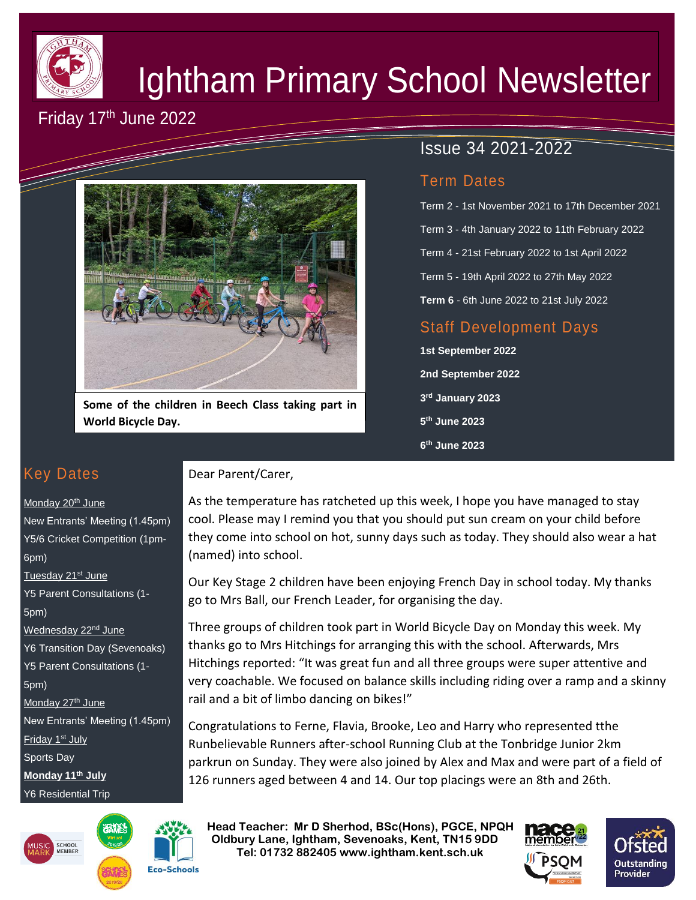# Ightham Primary School Newsletter

Friday 17th June 2022

Issue 34 2021-2022

Some of the children in Beech Class taking part in World Bicycle Day.

## Term Dates

Term 2 - 1st November 2021 to 17th December 2021

Term 3 - 4th January 2022 to 11th February 2022

Term 4 - 21st February 2022 to 1st April 2022

Term 5 - 19th April 2022 to 27th May 2022

**Term 6** - 6th June 2022 to 21st July 2022

## Staff Development Days

**1st September 2022**

**2nd September 2022**

**3rd January 2023**

**5th June 2023**

**6th June 2023**

## Key Dates

Monday 20th June
New Entrants' Meeting (1.45pm)
Y5/6 Cricket Competition (1pm-6pm)

Tuesday 21st June
Y5 Parent Consultations (1-5pm)

Wednesday 22nd June
Y6 Transition Day (Sevenoaks)
Y5 Parent Consultations (1-5pm)

Monday 27th June
New Entrants' Meeting (1.45pm)

Friday 1st July
Sports Day

**Monday 11th July**
Y6 Residential Trip

Dear Parent/Carer,

As the temperature has ratcheted up this week, I hope you have managed to stay cool. Please may I remind you that you should put sun cream on your child before they come into school on hot, sunny days such as today. They should also wear a hat (named) into school.

Our Key Stage 2 children have been enjoying French Day in school today. My thanks go to Mrs Ball, our French Leader, for organising the day.

Three groups of children took part in World Bicycle Day on Monday this week. My thanks go to Mrs Hitchings for arranging this with the school. Afterwards, Mrs Hitchings reported: "It was great fun and all three groups were super attentive and very coachable. We focused on balance skills including riding over a ramp and a skinny rail and a bit of limbo dancing on bikes!"

Congratulations to Ferne, Flavia, Brooke, Leo and Harry who represented tthe Runbelievable Runners after-school Running Club at the Tonbridge Junior 2km parkrun on Sunday. They were also joined by Alex and Max and were part of a field of 126 runners aged between 4 and 14. Our top placings were an 8th and 26th.

**Head Teacher: Mr D Sherhod, BSc(Hons), PGCE, NPQH**
**Oldbury Lane, Ightham, Sevenoaks, Kent, TN15 9DD**
**Tel: 01732 882405 www.ightham.kent.sch.uk**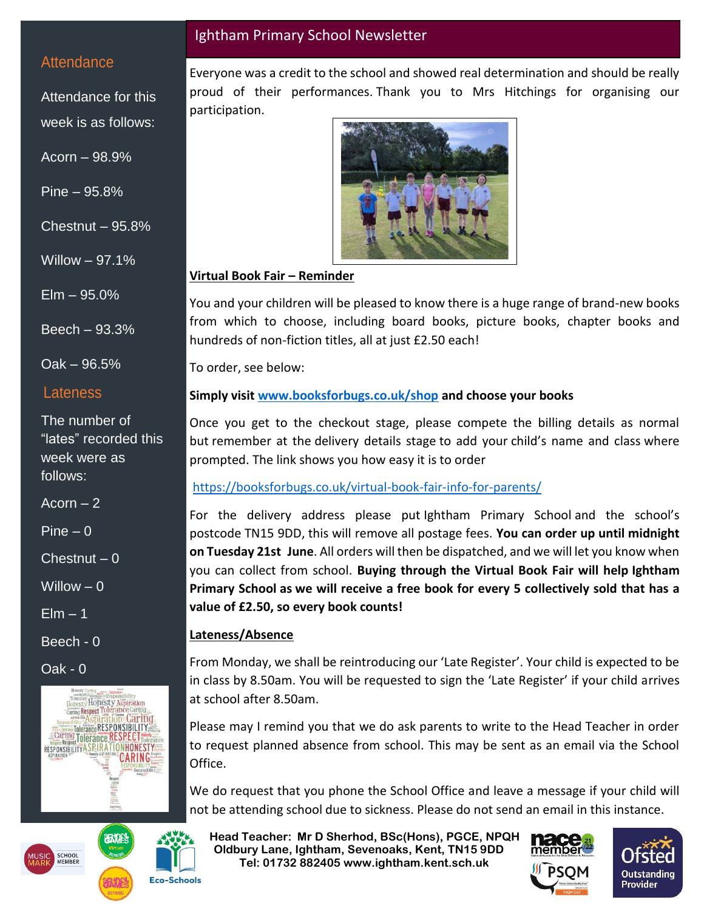## Ightham Primary School Newsletter

Everyone was a credit to the school and showed real determination and should be really proud of their performances. Thank you to Mrs Hitchings for organising our participation.

**Virtual Book Fair – Reminder**

You and your children will be pleased to know there is a huge range of brand-new books from which to choose, including board books, picture books, chapter books and hundreds of non-fiction titles, all at just £2.50 each!

To order, see below:

**Simply visit [www.booksforbugs.co.uk/shop](www.booksforbugs.co.uk/shop) and choose your books**

Once you get to the checkout stage, please compete the billing details as normal but remember at the delivery details stage to add your child's name and class where prompted. The link shows you how easy it is to order

https://booksforbugs.co.uk/virtual-book-fair-info-for-parents/

For the delivery address please put Ightham Primary School and the school's postcode TN15 9DD, this will remove all postage fees. **You can order up until midnight on Tuesday 21st June**. All orders will then be dispatched, and we will let you know when you can collect from school. **Buying through the Virtual Book Fair will help Ightham Primary School as we will receive a free book for every 5 collectively sold that has a value of £2.50, so every book counts!**

**Lateness/Absence**

From Monday, we shall be reintroducing our 'Late Register'. Your child is expected to be in class by 8.50am. You will be requested to sign the 'Late Register' if your child arrives at school after 8.50am.

Please may I remind you that we do ask parents to write to the Head Teacher in order to request planned absence from school. This may be sent as an email via the School Office.

We do request that you phone the School Office and leave a message if your child will not be attending school due to sickness. Please do not send an email in this instance.

### Attendance

Attendance for this week is as follows:

- Acorn – 98.9%
- Pine – 95.8%
- Chestnut – 95.8%
- Willow – 97.1%
- Elm – 95.0%
- Beech – 93.3%
- Oak – 96.5%

### Lateness

The number of "lates" recorded this week were as follows:

- Acorn – 2
- Pine – 0
- Chestnut – 0
- Willow – 0
- Elm – 1
- Beech - 0
- Oak - 0

**Head Teacher: Mr D Sherhod, BSc(Hons), PGCE, NPQH**
**Oldbury Lane, Ightham, Sevenoaks, Kent, TN15 9DD**
**Tel: 01732 882405 www.ightham.kent.sch.uk**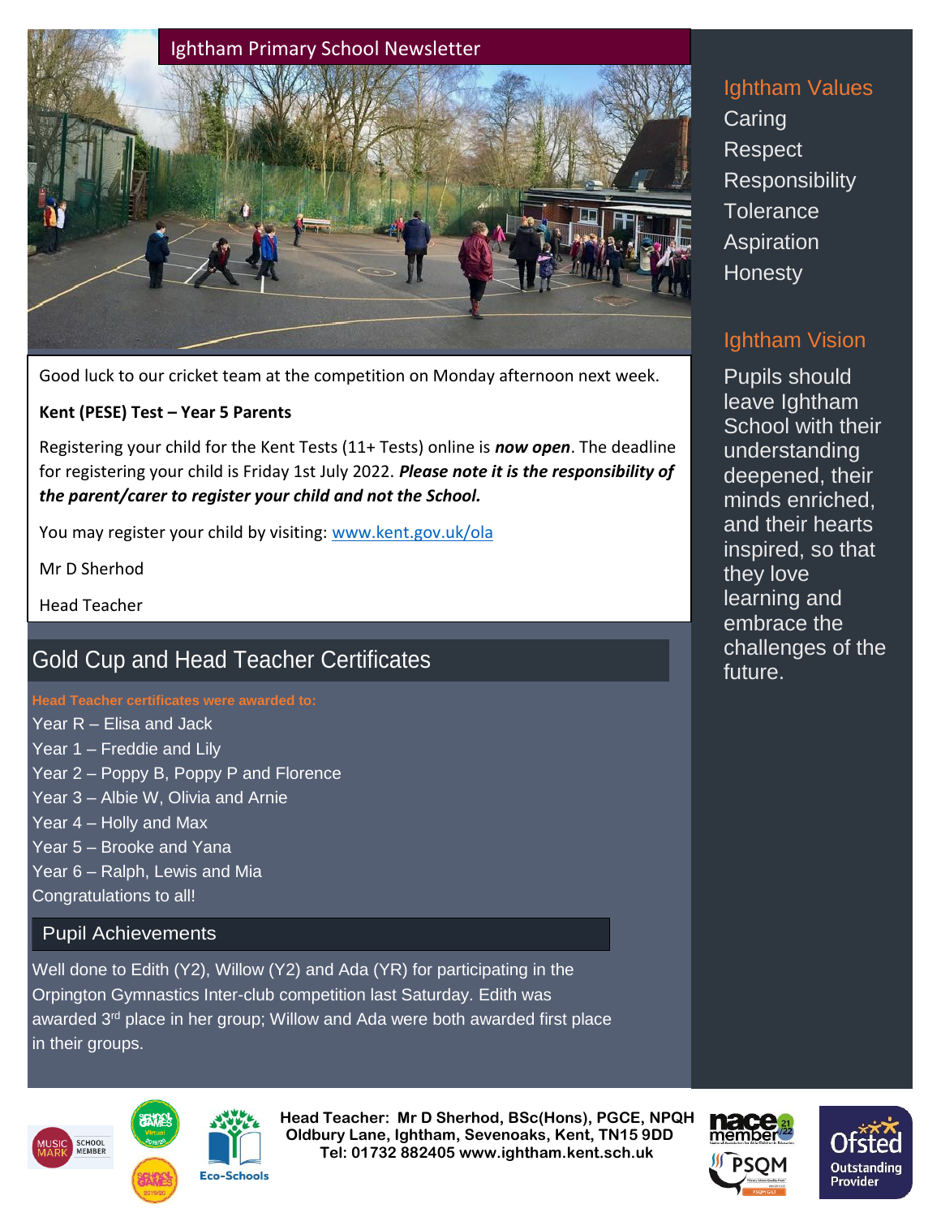Ightham Primary School Newsletter

Good luck to our cricket team at the competition on Monday afternoon next week.

**Kent (PESE) Test – Year 5 Parents**

Registering your child for the Kent Tests (11+ Tests) online is ***now open***. The deadline for registering your child is Friday 1st July 2022. ***Please note it is the responsibility of the parent/carer to register your child and not the School.***

You may register your child by visiting: [www.kent.gov.uk/ola](www.kent.gov.uk/ola)

Mr D Sherhod

Head Teacher

## Gold Cup and Head Teacher Certificates

**Head Teacher certificates were awarded to:**

Year R – Elisa and Jack
Year 1 – Freddie and Lily
Year 2 – Poppy B, Poppy P and Florence
Year 3 – Albie W, Olivia and Arnie
Year 4 – Holly and Max
Year 5 – Brooke and Yana
Year 6 – Ralph, Lewis and Mia
Congratulations to all!

## Pupil Achievements

Well done to Edith (Y2), Willow (Y2) and Ada (YR) for participating in the Orpington Gymnastics Inter-club competition last Saturday. Edith was awarded 3rd place in her group; Willow and Ada were both awarded first place in their groups.

## Ightham Values

Caring
Respect
Responsibility
Tolerance
Aspiration
Honesty

## Ightham Vision

Pupils should leave Ightham School with their understanding deepened, their minds enriched, and their hearts inspired, so that they love learning and embrace the challenges of the future.

**Head Teacher: Mr D Sherhod, BSc(Hons), PGCE, NPQH**
**Oldbury Lane, Ightham, Sevenoaks, Kent, TN15 9DD**
**Tel: 01732 882405 www.ightham.kent.sch.uk**